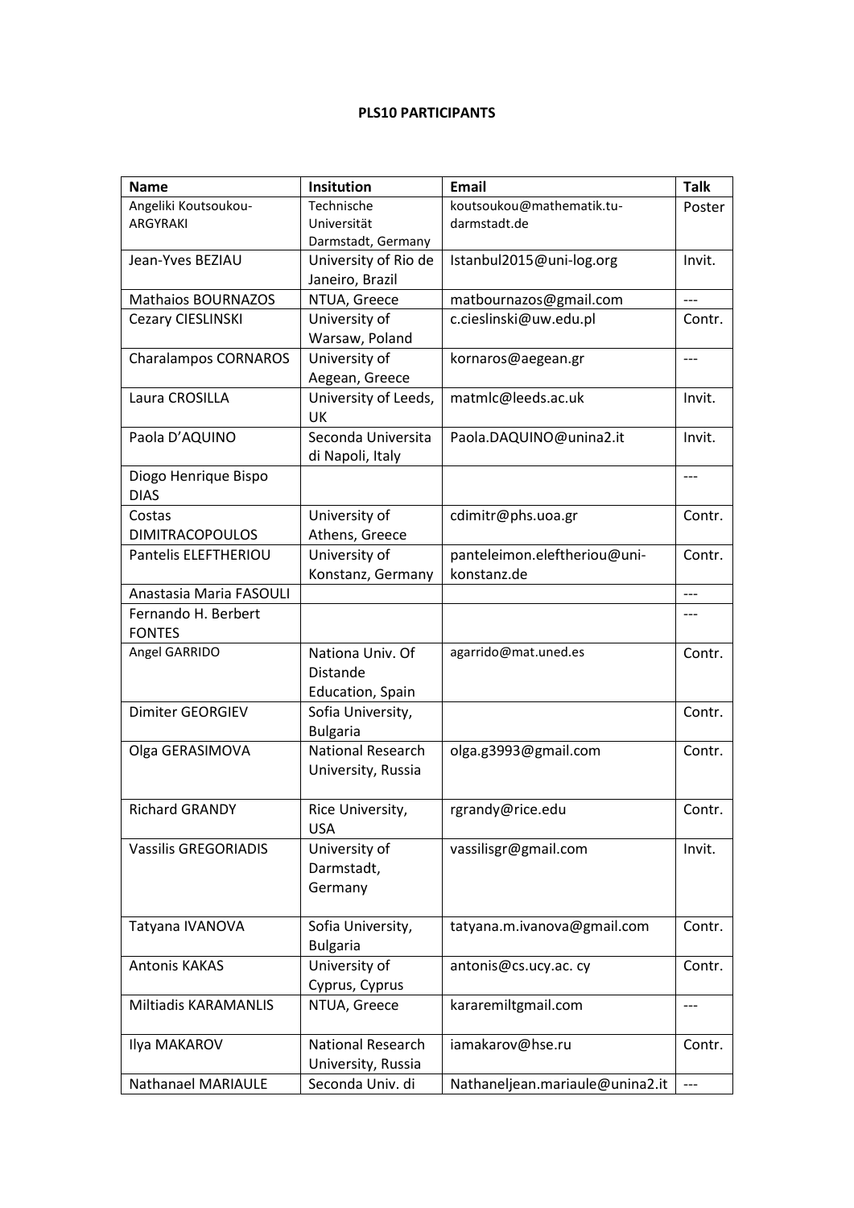**PLS10 PARTICIPANTS**

| Name | Insitution | Email | Talk |
|---|---|---|---|
| Angeliki Koutsoukou-ARGYRAKI | Technische Universität Darmstadt, Germany | koutsoukou@mathematik.tu-darmstadt.de | Poster |
| Jean-Yves BEZIAU | University of Rio de Janeiro, Brazil | Istanbul2015@uni-log.org | Invit. |
| Mathaios BOURNAZOS | NTUA, Greece | matbournazos@gmail.com | --- |
| Cezary CIESLINSKI | University of Warsaw, Poland | c.cieslinski@uw.edu.pl | Contr. |
| Charalampos CORNAROS | University of Aegean, Greece | kornaros@aegean.gr | --- |
| Laura CROSILLA | University of Leeds, UK | matmlc@leeds.ac.uk | Invit. |
| Paola D'AQUINO | Seconda Universita di Napoli, Italy | Paola.DAQUINO@unina2.it | Invit. |
| Diogo Henrique Bispo DIAS | | | --- |
| Costas DIMITRACOPOULOS | University of Athens, Greece | cdimitr@phs.uoa.gr | Contr. |
| Pantelis ELEFTHERIOU | University of Konstanz, Germany | panteleimon.eleftheriou@uni-konstanz.de | Contr. |
| Anastasia Maria FASOULI | | | --- |
| Fernando H. Berbert FONTES | | | --- |
| Angel GARRIDO | Nationa Univ. Of Distande Education, Spain | agarrido@mat.uned.es | Contr. |
| Dimiter GEORGIEV | Sofia University, Bulgaria | | Contr. |
| Olga GERASIMOVA | National Research University, Russia | olga.g3993@gmail.com | Contr. |
| Richard GRANDY | Rice University, USA | rgrandy@rice.edu | Contr. |
| Vassilis GREGORIADIS | University of Darmstadt, Germany | vassilisgr@gmail.com | Invit. |
| Tatyana IVANOVA | Sofia University, Bulgaria | tatyana.m.ivanova@gmail.com | Contr. |
| Antonis KAKAS | University of Cyprus, Cyprus | antonis@cs.ucy.ac. cy | Contr. |
| Miltiadis KARAMANLIS | NTUA, Greece | kararemiltgmail.com | --- |
| Ilya MAKAROV | National Research University, Russia | iamakarov@hse.ru | Contr. |
| Nathanael MARIAULE | Seconda Univ. di | Nathaneljean.mariaule@unina2.it | --- |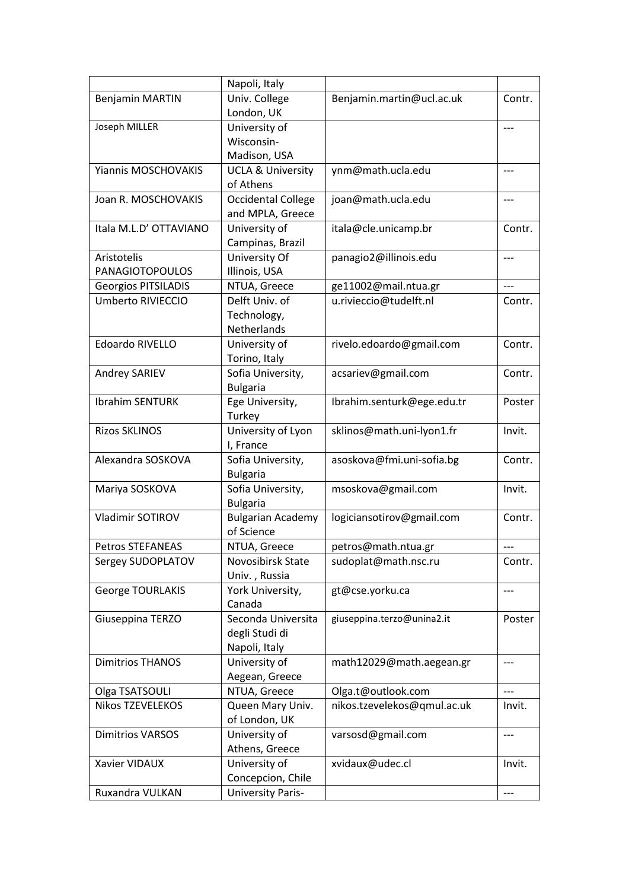|  | Napoli, Italy |  |  |
|---|---|---|---|
| Benjamin MARTIN | Univ. College London, UK | Benjamin.martin@ucl.ac.uk | Contr. |
| Joseph MILLER | University of Wisconsin-Madison, USA |  | --- |
| Yiannis MOSCHOVAKIS | UCLA & University of Athens | ynm@math.ucla.edu | --- |
| Joan R. MOSCHOVAKIS | Occidental College and MPLA, Greece | joan@math.ucla.edu | --- |
| Itala M.L.D' OTTAVIANO | University of Campinas, Brazil | itala@cle.unicamp.br | Contr. |
| Aristotelis PANAGIOTOPOULOS | University Of Illinois, USA | panagio2@illinois.edu | --- |
| Georgios PITSILADIS | NTUA, Greece | ge11002@mail.ntua.gr | --- |
| Umberto RIVIECCIO | Delft Univ. of Technology, Netherlands | u.rivieccio@tudelft.nl | Contr. |
| Edoardo RIVELLO | University of Torino, Italy | rivelo.edoardo@gmail.com | Contr. |
| Andrey SARIEV | Sofia University, Bulgaria | acsariev@gmail.com | Contr. |
| Ibrahim SENTURK | Ege University, Turkey | Ibrahim.senturk@ege.edu.tr | Poster |
| Rizos SKLINOS | University of Lyon I, France | sklinos@math.uni-lyon1.fr | Invit. |
| Alexandra SOSKOVA | Sofia University, Bulgaria | asoskova@fmi.uni-sofia.bg | Contr. |
| Mariya SOSKOVA | Sofia University, Bulgaria | msoskova@gmail.com | Invit. |
| Vladimir SOTIROV | Bulgarian Academy of Science | logiciansotirov@gmail.com | Contr. |
| Petros STEFANEAS | NTUA, Greece | petros@math.ntua.gr | --- |
| Sergey SUDOPLATOV | Novosibirsk State Univ. , Russia | sudoplat@math.nsc.ru | Contr. |
| George TOURLAKIS | York University, Canada | gt@cse.yorku.ca | --- |
| Giuseppina TERZO | Seconda Universita degli Studi di Napoli, Italy | giuseppina.terzo@unina2.it | Poster |
| Dimitrios THANOS | University of Aegean, Greece | math12029@math.aegean.gr | --- |
| Olga TSATSOULI | NTUA, Greece | Olga.t@outlook.com | --- |
| Nikos TZEVELEKOS | Queen Mary Univ. of London, UK | nikos.tzevelekos@qmul.ac.uk | Invit. |
| Dimitrios VARSOS | University of Athens, Greece | varsosd@gmail.com | --- |
| Xavier VIDAUX | University of Concepcion, Chile | xvidaux@udec.cl | Invit. |
| Ruxandra VULKAN | University Paris- |  | --- |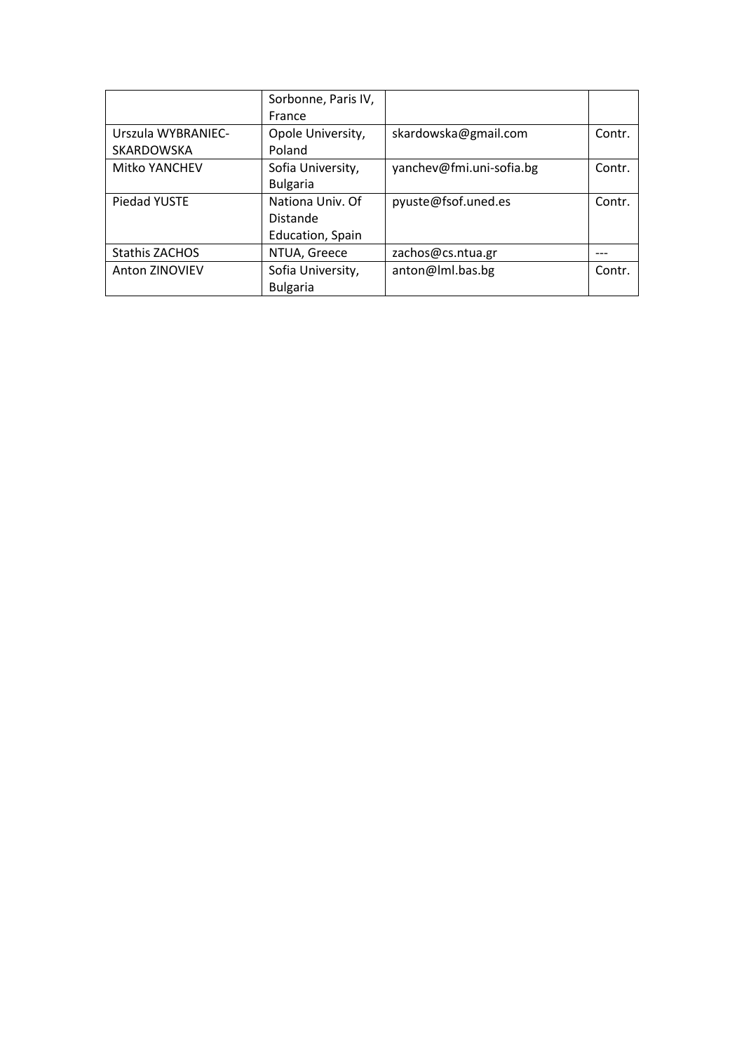| | | | |
|---|---|---|---|
| | Sorbonne, Paris IV, France | | |
| Urszula WYBRANIEC-SKARDOWSKA | Opole University, Poland | skardowska@gmail.com | Contr. |
| Mitko YANCHEV | Sofia University, Bulgaria | yanchev@fmi.uni-sofia.bg | Contr. |
| Piedad YUSTE | Nationa Univ. Of Distande Education, Spain | pyuste@fsof.uned.es | Contr. |
| Stathis ZACHOS | NTUA, Greece | zachos@cs.ntua.gr | --- |
| Anton ZINOVIEV | Sofia University, Bulgaria | anton@lml.bas.bg | Contr. |